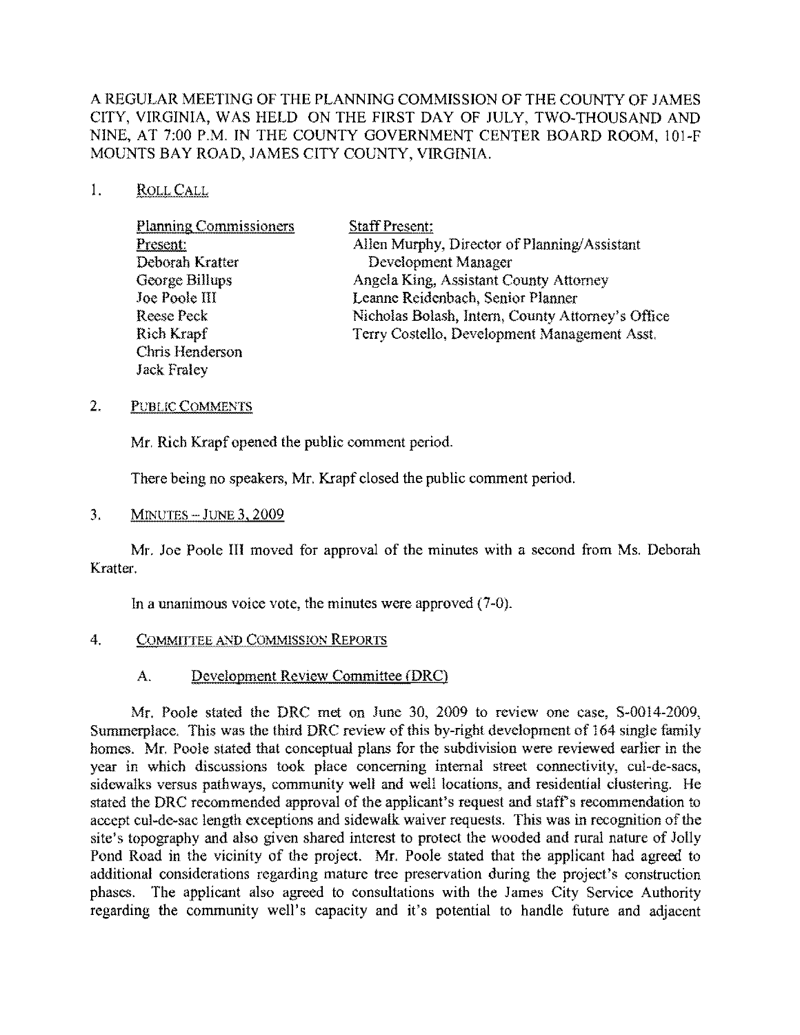A REGULAR MEETING OF THE PLANNING COMMISSION OF THE COUNTY OF JAMES CITY, VIRGINIA, WAS HELD ON THE FIRST DAY OF JULY, TWO-THOUSAND AND NINE, AT 7:00 P.M. IN THE COUNTY GOVERNMENT CENTER BOARD ROOM, 101-F MOUNTS BAY ROAD, JAMES CITY COUNTY, VIRGINIA.

1. ROLL CALL

| Planning Commissioners Present: | Staff Present: |
|---|---|
| Deborah Kratter | Allen Murphy, Director of Planning/Assistant Development Manager |
| George Billups | Angela King, Assistant County Attorney |
| Joe Poole III | Leanne Reidenbach, Senior Planner |
| Reese Peck | Nicholas Bolash, Intern, County Attorney's Office |
| Rich Krapf | Terry Costello, Development Management Asst. |
| Chris Henderson | |
| Jack Fraley | |

2. PUBLIC COMMENTS

Mr. Rich Krapf opened the public comment period.

There being no speakers, Mr. Krapf closed the public comment period.

3. MINUTES – JUNE 3, 2009

Mr. Joe Poole III moved for approval of the minutes with a second from Ms. Deborah Kratter.

In a unanimous voice vote, the minutes were approved (7-0).

4. COMMITTEE AND COMMISSION REPORTS

A. Development Review Committee (DRC)

Mr. Poole stated the DRC met on June 30, 2009 to review one case, S-0014-2009, Summerplace. This was the third DRC review of this by-right development of 164 single family homes. Mr. Poole stated that conceptual plans for the subdivision were reviewed earlier in the year in which discussions took place concerning internal street connectivity, cul-de-sacs, sidewalks versus pathways, community well and well locations, and residential clustering. He stated the DRC recommended approval of the applicant's request and staff's recommendation to accept cul-de-sac length exceptions and sidewalk waiver requests. This was in recognition of the site's topography and also given shared interest to protect the wooded and rural nature of Jolly Pond Road in the vicinity of the project. Mr. Poole stated that the applicant had agreed to additional considerations regarding mature tree preservation during the project's construction phases. The applicant also agreed to consultations with the James City Service Authority regarding the community well's capacity and it's potential to handle future and adjacent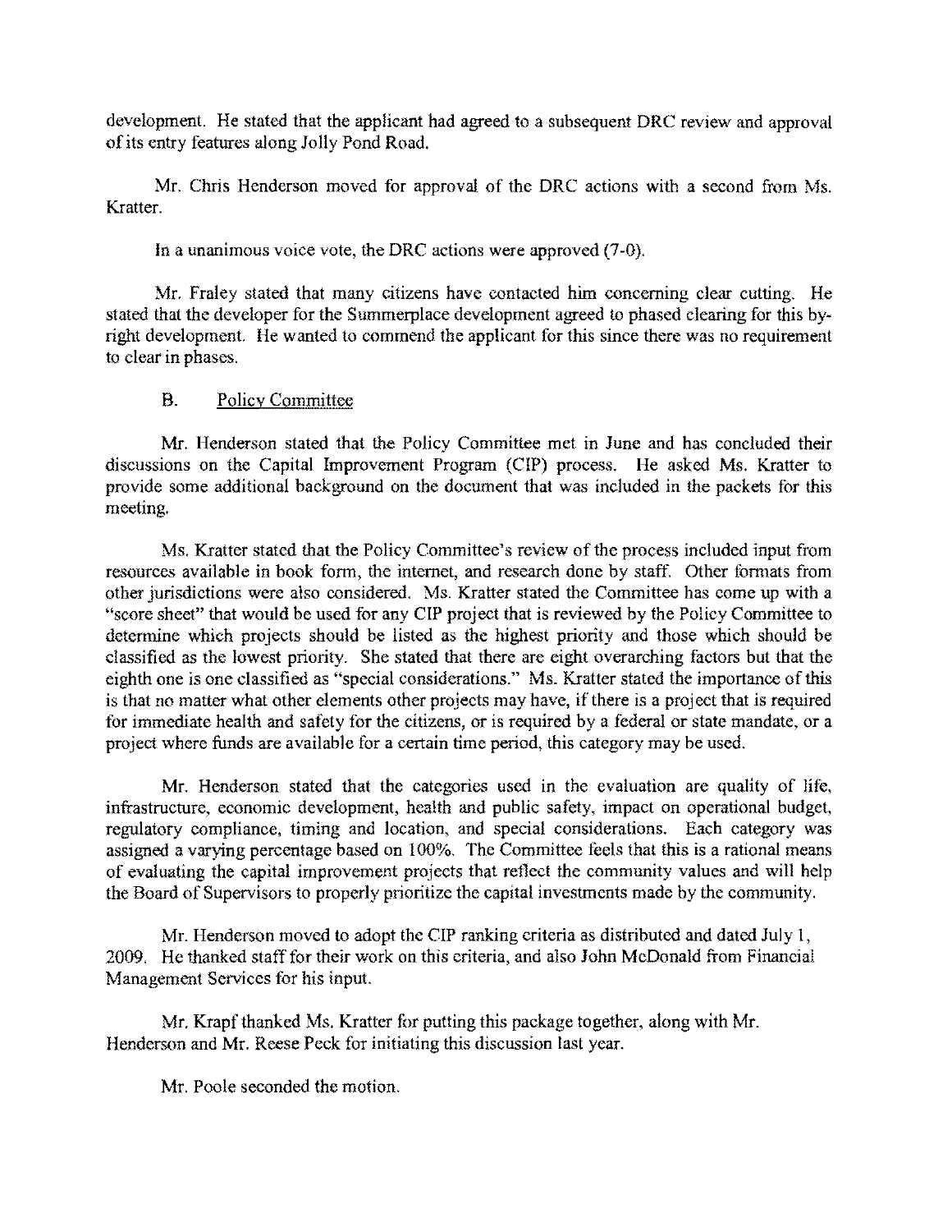development. He stated that the applicant had agreed to a subsequent DRC review and approval of its entry features along Jolly Pond Road.

Mr. Chris Henderson moved for approval of the DRC actions with a second from Ms. Kratter.

In a unanimous voice vote, the DRC actions were approved (7-0).

Mr. Fraley stated that many citizens have contacted him concerning clear cutting. He stated that the developer for the Summerplace development agreed to phased clearing for this by-right development. He wanted to commend the applicant for this since there was no requirement to clear in phases.

B. Policy Committee

Mr. Henderson stated that the Policy Committee met in June and has concluded their discussions on the Capital Improvement Program (CIP) process. He asked Ms. Kratter to provide some additional background on the document that was included in the packets for this meeting.

Ms. Kratter stated that the Policy Committee's review of the process included input from resources available in book form, the internet, and research done by staff. Other formats from other jurisdictions were also considered. Ms. Kratter stated the Committee has come up with a "score sheet" that would be used for any CIP project that is reviewed by the Policy Committee to determine which projects should be listed as the highest priority and those which should be classified as the lowest priority. She stated that there are eight overarching factors but that the eighth one is one classified as "special considerations." Ms. Kratter stated the importance of this is that no matter what other elements other projects may have, if there is a project that is required for immediate health and safety for the citizens, or is required by a federal or state mandate, or a project where funds are available for a certain time period, this category may be used.

Mr. Henderson stated that the categories used in the evaluation are quality of life, infrastructure, economic development, health and public safety, impact on operational budget, regulatory compliance, timing and location, and special considerations. Each category was assigned a varying percentage based on 100%. The Committee feels that this is a rational means of evaluating the capital improvement projects that reflect the community values and will help the Board of Supervisors to properly prioritize the capital investments made by the community.

Mr. Henderson moved to adopt the CIP ranking criteria as distributed and dated July 1, 2009. He thanked staff for their work on this criteria, and also John McDonald from Financial Management Services for his input.

Mr. Krapf thanked Ms. Kratter for putting this package together, along with Mr. Henderson and Mr. Reese Peck for initiating this discussion last year.

Mr. Poole seconded the motion.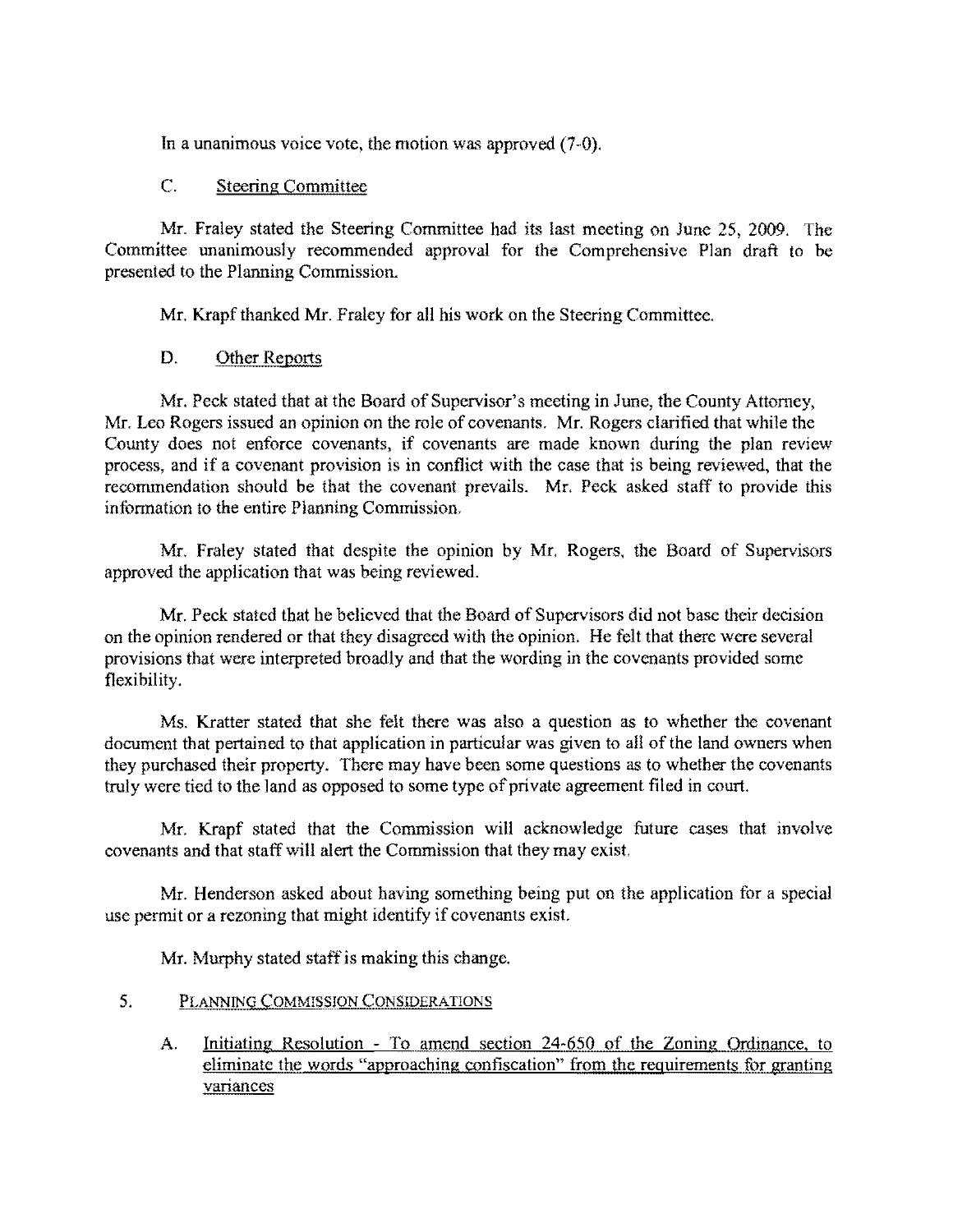In a unanimous voice vote, the motion was approved (7-0).

### C. Steering Committee

Mr. Fraley stated the Steering Committee had its last meeting on June 25, 2009. The Committee unanimously recommended approval for the Comprehensive Plan draft to be presented to the Planning Commission.

Mr. Krapf thanked Mr. Fraley for all his work on the Steering Committee.

### D. Other Reports

Mr. Peck stated that at the Board of Supervisor's meeting in June, the County Attorney, Mr. Leo Rogers issued an opinion on the role of covenants. Mr. Rogers clarified that while the County does not enforce covenants, if covenants are made known during the plan review process, and if a covenant provision is in conflict with the case that is being reviewed, that the recommendation should be that the covenant prevails. Mr. Peck asked staff to provide this information to the entire Planning Commission.

Mr. Fraley stated that despite the opinion by Mr. Rogers, the Board of Supervisors approved the application that was being reviewed.

Mr. Peck stated that he believed that the Board of Supervisors did not base their decision on the opinion rendered or that they disagreed with the opinion. He felt that there were several provisions that were interpreted broadly and that the wording in the covenants provided some flexibility.

Ms. Kratter stated that she felt there was also a question as to whether the covenant document that pertained to that application in particular was given to all of the land owners when they purchased their property. There may have been some questions as to whether the covenants truly were tied to the land as opposed to some type of private agreement filed in court.

Mr. Krapf stated that the Commission will acknowledge future cases that involve covenants and that staff will alert the Commission that they may exist.

Mr. Henderson asked about having something being put on the application for a special use permit or a rezoning that might identify if covenants exist.

Mr. Murphy stated staff is making this change.

## 5. Planning Commission Considerations

### A. Initiating Resolution - To amend section 24-650 of the Zoning Ordinance, to eliminate the words "approaching confiscation" from the requirements for granting variances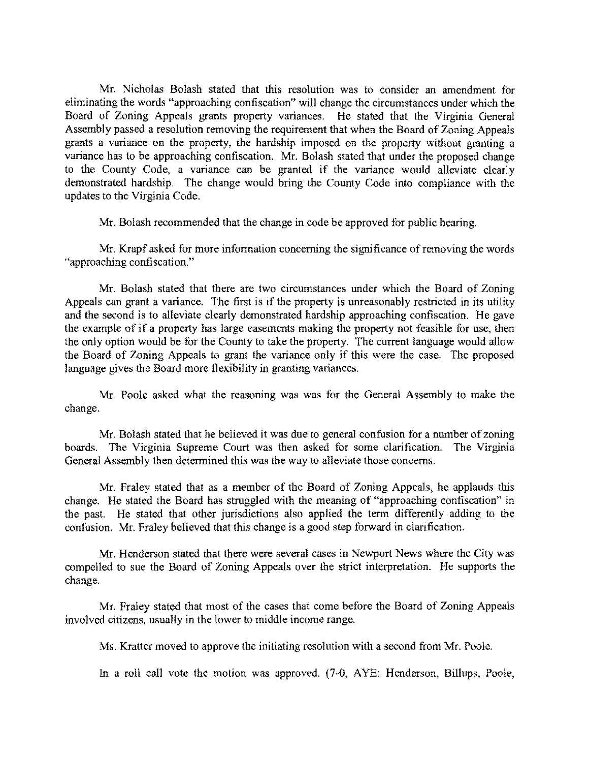Mr. Nicholas Bolash stated that this resolution was to consider an amendment for eliminating the words "approaching confiscation" will change the circumstances under which the Board of Zoning Appeals grants property variances. He stated that the Virginia General Assembly passed a resolution removing the requirement that when the Board of Zoning Appeals grants a variance on the property, the hardship imposed on the property without granting a variance has to be approaching confiscation. Mr. Bolash stated that under the proposed change to the County Code, a variance can be granted if the variance would alleviate clearly demonstrated hardship. The change would bring the County Code into compliance with the updates to the Virginia Code.

Mr. Bolash recommended that the change in code be approved for public hearing.

Mr. Krapf asked for more information concerning the significance of removing the words "approaching confiscation."

Mr. Bolash stated that there are two circumstances under which the Board of Zoning Appeals can grant a variance. The first is if the property is unreasonably restricted in its utility and the second is to alleviate clearly demonstrated hardship approaching confiscation. He gave the example of if a property has large easements making the property not feasible for use, then the only option would be for the County to take the property. The current language would allow the Board of Zoning Appeals to grant the variance only if this were the case. The proposed language gives the Board more flexibility in granting variances.

Mr. Poole asked what the reasoning was was for the General Assembly to make the change.

Mr. Bolash stated that he believed it was due to general confusion for a number of zoning boards. The Virginia Supreme Court was then asked for some clarification. The Virginia General Assembly then determined this was the way to alleviate those concerns.

Mr. Fraley stated that as a member of the Board of Zoning Appeals, he applauds this change. He stated the Board has struggled with the meaning of "approaching confiscation" in the past. He stated that other jurisdictions also applied the term differently adding to the confusion. Mr. Fraley believed that this change is a good step forward in clarification.

Mr. Henderson stated that there were several cases in Newport News where the City was compelled to sue the Board of Zoning Appeals over the strict interpretation. He supports the change.

Mr. Fraley stated that most of the cases that come before the Board of Zoning Appeals involved citizens, usually in the lower to middle income range.

Ms. Kratter moved to approve the initiating resolution with a second from Mr. Poole.

In a roll call vote the motion was approved. (7-0, AYE: Henderson, Billups, Poole,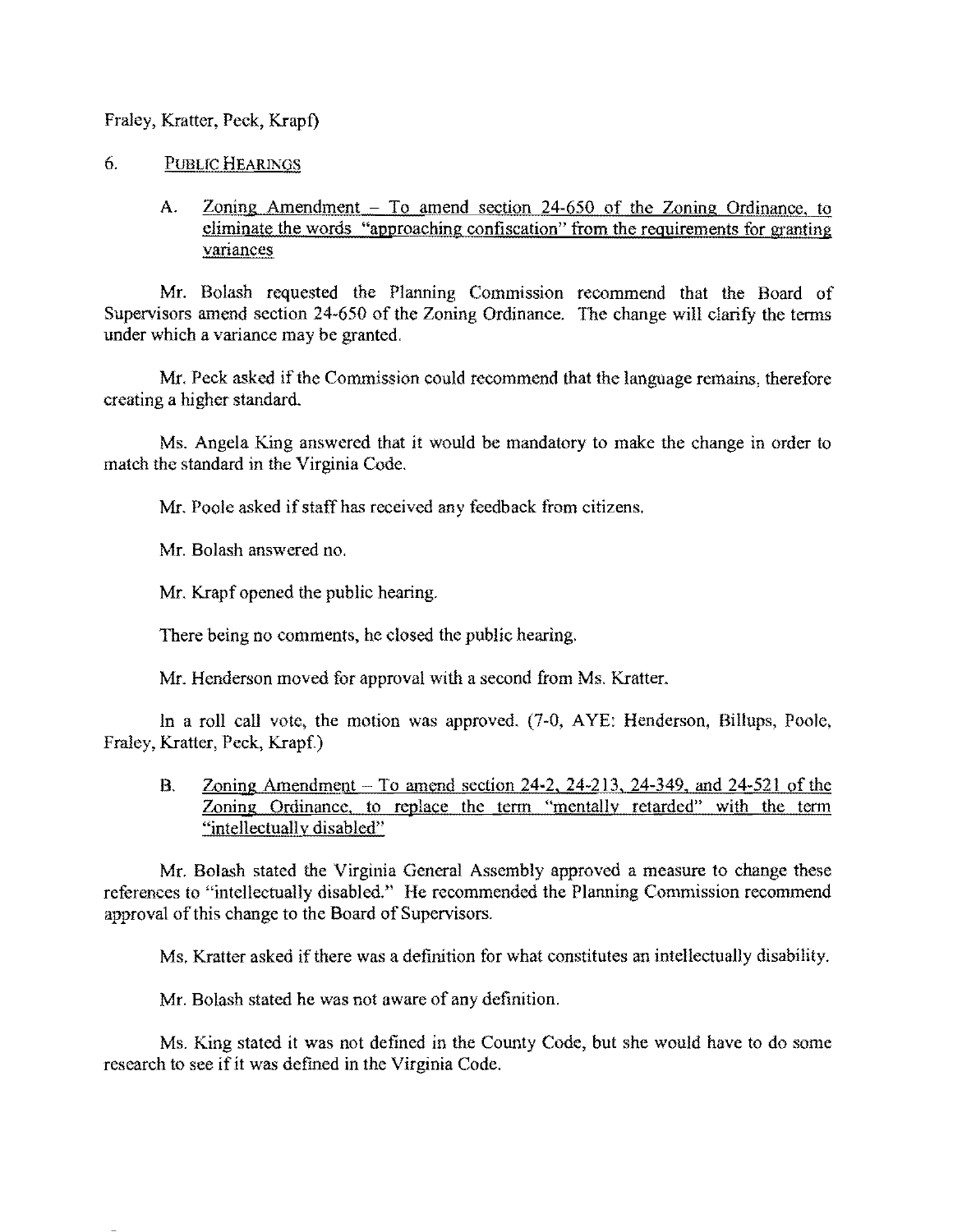Fraley, Kratter, Peck, Krapf)

6. PUBLIC HEARINGS

A. Zoning Amendment – To amend section 24-650 of the Zoning Ordinance, to eliminate the words "approaching confiscation" from the requirements for granting variances

Mr. Bolash requested the Planning Commission recommend that the Board of Supervisors amend section 24-650 of the Zoning Ordinance. The change will clarify the terms under which a variance may be granted.

Mr. Peck asked if the Commission could recommend that the language remains, therefore creating a higher standard.

Ms. Angela King answered that it would be mandatory to make the change in order to match the standard in the Virginia Code.

Mr. Poole asked if staff has received any feedback from citizens.

Mr. Bolash answered no.

Mr. Krapf opened the public hearing.

There being no comments, he closed the public hearing.

Mr. Henderson moved for approval with a second from Ms. Kratter.

In a roll call vote, the motion was approved. (7-0, AYE: Henderson, Billups, Poole, Fraley, Kratter, Peck, Krapf.)

B. Zoning Amendment – To amend section 24-2, 24-213, 24-349, and 24-521 of the Zoning Ordinance, to replace the term "mentally retarded" with the term "intellectually disabled"

Mr. Bolash stated the Virginia General Assembly approved a measure to change these references to "intellectually disabled." He recommended the Planning Commission recommend approval of this change to the Board of Supervisors.

Ms. Kratter asked if there was a definition for what constitutes an intellectually disability.

Mr. Bolash stated he was not aware of any definition.

Ms. King stated it was not defined in the County Code, but she would have to do some research to see if it was defined in the Virginia Code.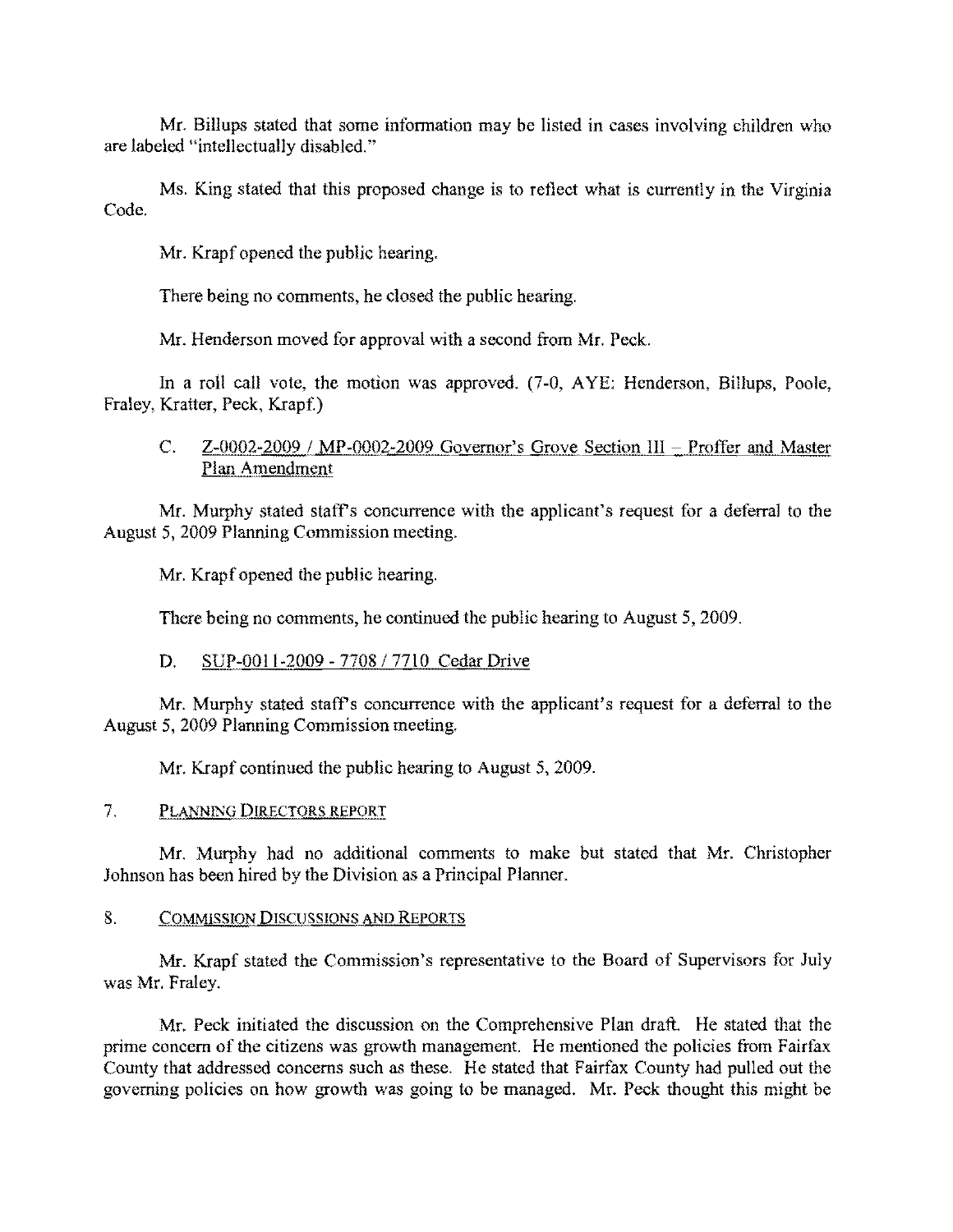Mr. Billups stated that some information may be listed in cases involving children who are labeled "intellectually disabled."

Ms. King stated that this proposed change is to reflect what is currently in the Virginia Code.

Mr. Krapf opened the public hearing.

There being no comments, he closed the public hearing.

Mr. Henderson moved for approval with a second from Mr. Peck.

In a roll call vote, the motion was approved. (7-0, AYE: Henderson, Billups, Poole, Fraley, Kratter, Peck, Krapf.)

C. Z-0002-2009 / MP-0002-2009 Governor's Grove Section III – Proffer and Master Plan Amendment

Mr. Murphy stated staff's concurrence with the applicant's request for a deferral to the August 5, 2009 Planning Commission meeting.

Mr. Krapf opened the public hearing.

There being no comments, he continued the public hearing to August 5, 2009.

D. SUP-0011-2009 - 7708 / 7710 Cedar Drive

Mr. Murphy stated staff's concurrence with the applicant's request for a deferral to the August 5, 2009 Planning Commission meeting.

Mr. Krapf continued the public hearing to August 5, 2009.

## 7. PLANNING DIRECTORS REPORT

Mr. Murphy had no additional comments to make but stated that Mr. Christopher Johnson has been hired by the Division as a Principal Planner.

## 8. COMMISSION DISCUSSIONS AND REPORTS

Mr. Krapf stated the Commission's representative to the Board of Supervisors for July was Mr. Fraley.

Mr. Peck initiated the discussion on the Comprehensive Plan draft. He stated that the prime concern of the citizens was growth management. He mentioned the policies from Fairfax County that addressed concerns such as these. He stated that Fairfax County had pulled out the governing policies on how growth was going to be managed. Mr. Peck thought this might be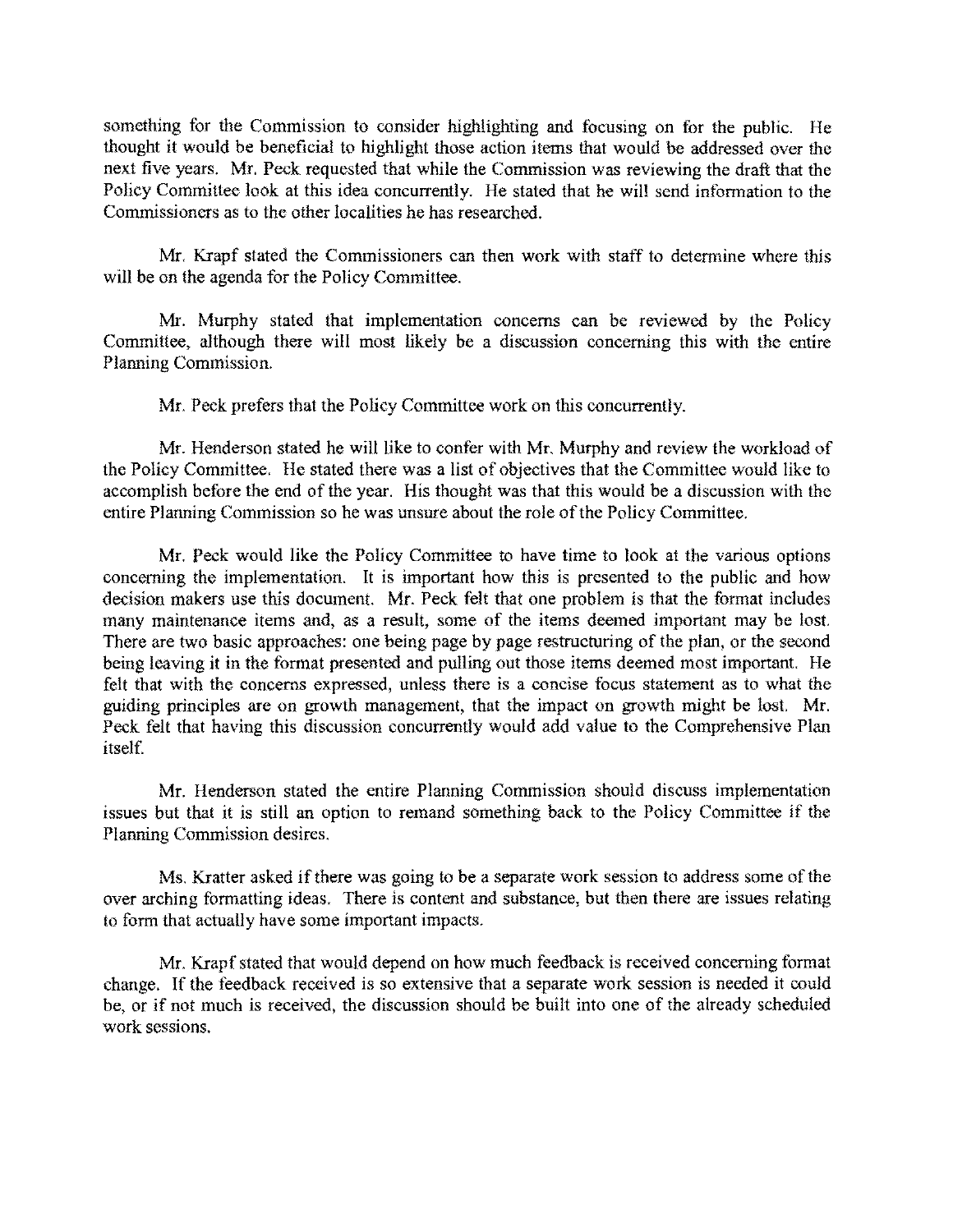something for the Commission to consider highlighting and focusing on for the public. He thought it would be beneficial to highlight those action items that would be addressed over the next five years. Mr. Peck requested that while the Commission was reviewing the draft that the Policy Committee look at this idea concurrently. He stated that he will send information to the Commissioners as to the other localities he has researched.

Mr. Krapf stated the Commissioners can then work with staff to determine where this will be on the agenda for the Policy Committee.

Mr. Murphy stated that implementation concerns can be reviewed by the Policy Committee, although there will most likely be a discussion concerning this with the entire Planning Commission.

Mr. Peck prefers that the Policy Committee work on this concurrently.

Mr. Henderson stated he will like to confer with Mr. Murphy and review the workload of the Policy Committee. He stated there was a list of objectives that the Committee would like to accomplish before the end of the year. His thought was that this would be a discussion with the entire Planning Commission so he was unsure about the role of the Policy Committee.

Mr. Peck would like the Policy Committee to have time to look at the various options concerning the implementation. It is important how this is presented to the public and how decision makers use this document. Mr. Peck felt that one problem is that the format includes many maintenance items and, as a result, some of the items deemed important may be lost. There are two basic approaches: one being page by page restructuring of the plan, or the second being leaving it in the format presented and pulling out those items deemed most important. He felt that with the concerns expressed, unless there is a concise focus statement as to what the guiding principles are on growth management, that the impact on growth might be lost. Mr. Peck felt that having this discussion concurrently would add value to the Comprehensive Plan itself.

Mr. Henderson stated the entire Planning Commission should discuss implementation issues but that it is still an option to remand something back to the Policy Committee if the Planning Commission desires.

Ms. Kratter asked if there was going to be a separate work session to address some of the over arching formatting ideas. There is content and substance, but then there are issues relating to form that actually have some important impacts.

Mr. Krapf stated that would depend on how much feedback is received concerning format change. If the feedback received is so extensive that a separate work session is needed it could be, or if not much is received, the discussion should be built into one of the already scheduled work sessions.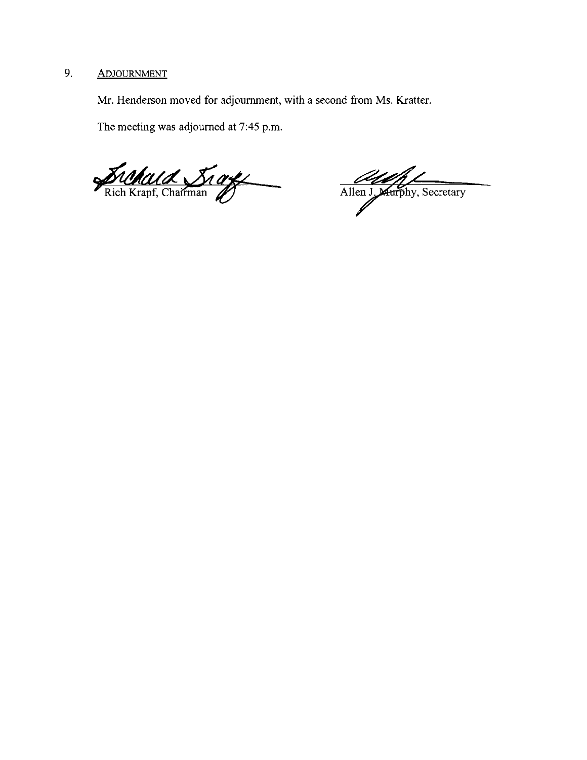9. ADJOURNMENT

Mr. Henderson moved for adjournment, with a second from Ms. Kratter.

The meeting was adjourned at 7:45 p.m.

Rich Krapf, Chairman

Allen J. Murphy, Secretary